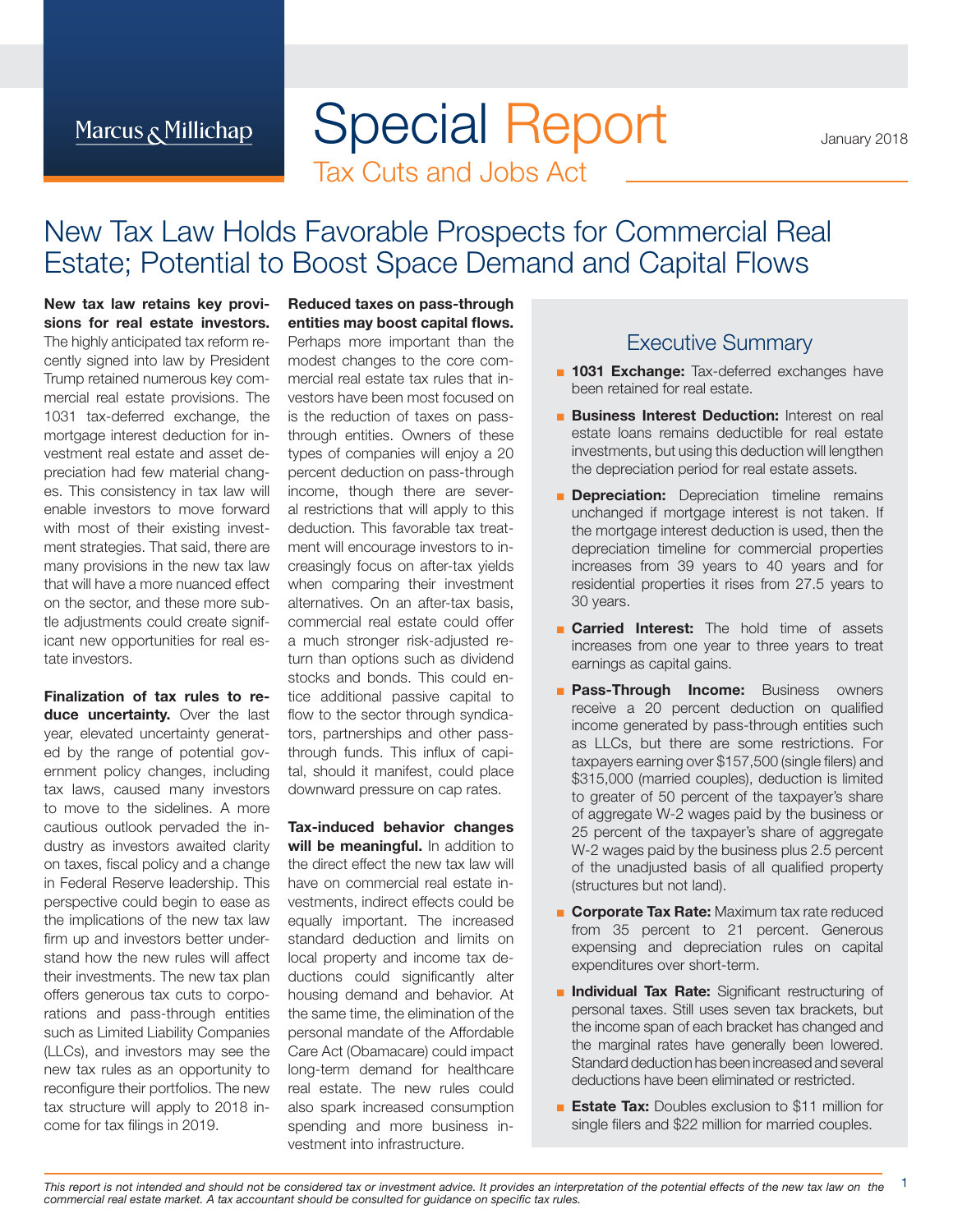Marcus & Millichap

# Special Report

Tax Cuts and Jobs Act

January 2018

## New Tax Law Holds Favorable Prospects for Commercial Real Estate; Potential to Boost Space Demand and Capital Flows

**New tax law retains key provisions for real estate investors.** The highly anticipated tax reform recently signed into law by President Trump retained numerous key commercial real estate provisions. The 1031 tax-deferred exchange, the mortgage interest deduction for investment real estate and asset depreciation had few material changes. This consistency in tax law will enable investors to move forward with most of their existing investment strategies. That said, there are many provisions in the new tax law that will have a more nuanced effect on the sector, and these more subtle adjustments could create significant new opportunities for real estate investors.

**Finalization of tax rules to reduce uncertainty.** Over the last year, elevated uncertainty generated by the range of potential government policy changes, including tax laws, caused many investors to move to the sidelines. A more cautious outlook pervaded the industry as investors awaited clarity on taxes, fiscal policy and a change in Federal Reserve leadership. This perspective could begin to ease as the implications of the new tax law firm up and investors better understand how the new rules will affect their investments. The new tax plan offers generous tax cuts to corporations and pass-through entities such as Limited Liability Companies (LLCs), and investors may see the new tax rules as an opportunity to reconfigure their portfolios. The new tax structure will apply to 2018 income for tax filings in 2019.

**Reduced taxes on pass-through entities may boost capital flows.** Perhaps more important than the modest changes to the core commercial real estate tax rules that investors have been most focused on is the reduction of taxes on pass-through entities. Owners of these types of companies will enjoy a 20 percent deduction on pass-through income, though there are several restrictions that will apply to this deduction. This favorable tax treatment will encourage investors to increasingly focus on after-tax yields when comparing their investment alternatives. On an after-tax basis, commercial real estate could offer a much stronger risk-adjusted return than options such as dividend stocks and bonds. This could entice additional passive capital to flow to the sector through syndicators, partnerships and other pass-through funds. This influx of capital, should it manifest, could place downward pressure on cap rates.

**Tax-induced behavior changes will be meaningful.** In addition to the direct effect the new tax law will have on commercial real estate investments, indirect effects could be equally important. The increased standard deduction and limits on local property and income tax deductions could significantly alter housing demand and behavior. At the same time, the elimination of the personal mandate of the Affordable Care Act (Obamacare) could impact long-term demand for healthcare real estate. The new rules could also spark increased consumption spending and more business investment into infrastructure.

### Executive Summary

- **1031 Exchange:** Tax-deferred exchanges have been retained for real estate.
- **Business Interest Deduction:** Interest on real estate loans remains deductible for real estate investments, but using this deduction will lengthen the depreciation period for real estate assets.
- **Depreciation:** Depreciation timeline remains unchanged if mortgage interest is not taken. If the mortgage interest deduction is used, then the depreciation timeline for commercial properties increases from 39 years to 40 years and for residential properties it rises from 27.5 years to 30 years.
- **Carried Interest:** The hold time of assets increases from one year to three years to treat earnings as capital gains.
- **Pass-Through Income:** Business owners receive a 20 percent deduction on qualified income generated by pass-through entities such as LLCs, but there are some restrictions. For taxpayers earning over $157,500 (single filers) and $315,000 (married couples), deduction is limited to greater of 50 percent of the taxpayer's share of aggregate W-2 wages paid by the business or 25 percent of the taxpayer's share of aggregate W-2 wages paid by the business plus 2.5 percent of the unadjusted basis of all qualified property (structures but not land).
- **Corporate Tax Rate:** Maximum tax rate reduced from 35 percent to 21 percent. Generous expensing and depreciation rules on capital expenditures over short-term.
- **Individual Tax Rate:** Significant restructuring of personal taxes. Still uses seven tax brackets, but the income span of each bracket has changed and the marginal rates have generally been lowered. Standard deduction has been increased and several deductions have been eliminated or restricted.
- **Estate Tax:** Doubles exclusion to $11 million for single filers and $22 million for married couples.

*This report is not intended and should not be considered tax or investment advice. It provides an interpretation of the potential effects of the new tax law on the commercial real estate market. A tax accountant should be consulted for guidance on specific tax rules.*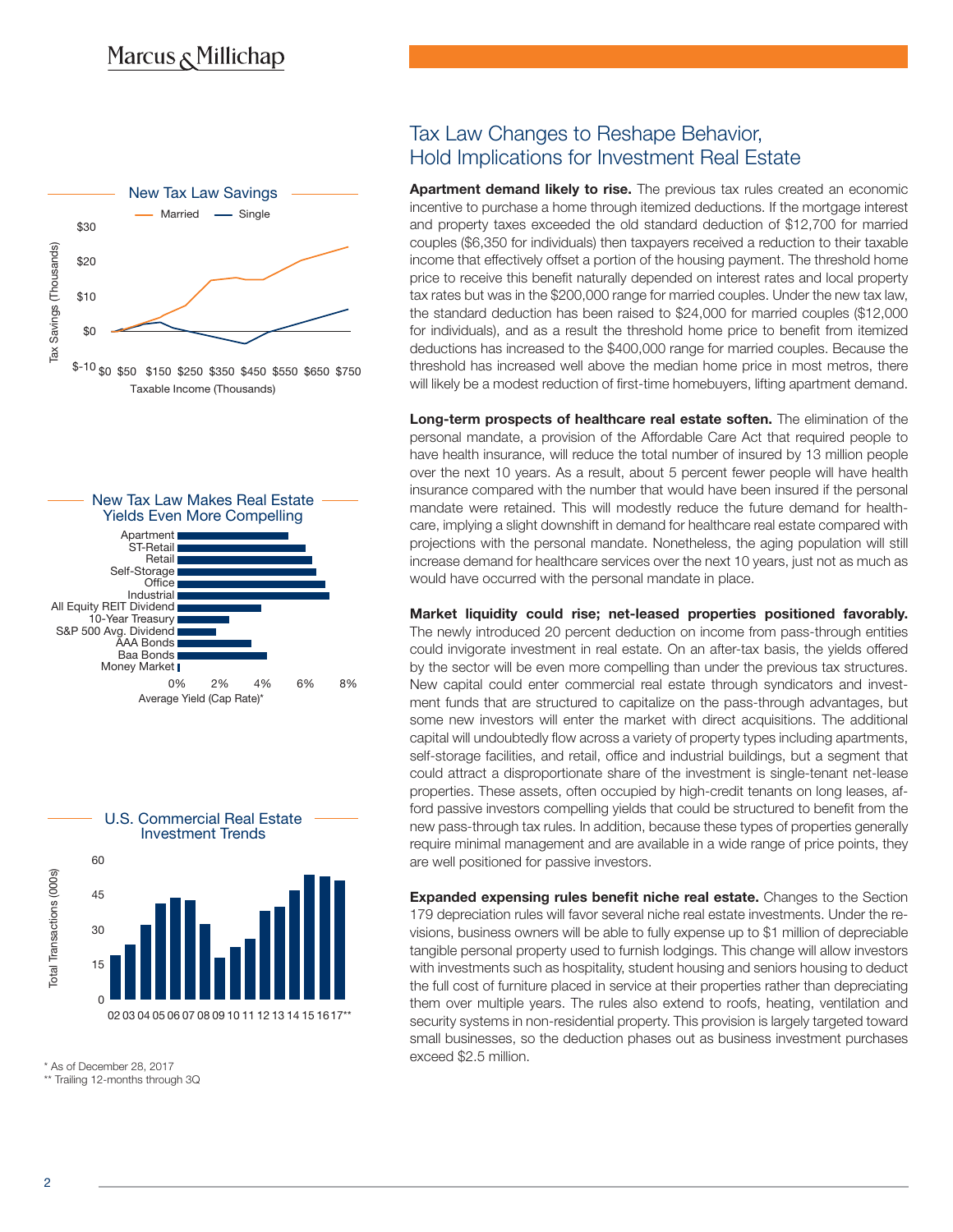## Tax Law Changes to Reshape Behavior, Hold Implications for Investment Real Estate

**New Tax Law Savings**

Married — Single

Tax Savings (Thousands): $30, $20, $10, $0, $-10

Taxable Income (Thousands): $0 $50 $150 $250 $350 $450 $550 $650 $750

**New Tax Law Makes Real Estate Yields Even More Compelling**

Apartment, ST-Retail, Retail, Self-Storage, Office, Industrial, All Equity REIT Dividend, 10-Year Treasury, S&P 500 Avg. Dividend, AAA Bonds, Baa Bonds, Money Market

0% 2% 4% 6% 8%

Average Yield (Cap Rate)*

**U.S. Commercial Real Estate Investment Trends**

Total Transactions (000s): 60, 45, 30, 15, 0

02 03 04 05 06 07 08 09 10 11 12 13 14 15 16 17**

\* As of December 28, 2017

\*\* Trailing 12-months through 3Q

**Apartment demand likely to rise.** The previous tax rules created an economic incentive to purchase a home through itemized deductions. If the mortgage interest and property taxes exceeded the old standard deduction of $12,700 for married couples ($6,350 for individuals) then taxpayers received a reduction to their taxable income that effectively offset a portion of the housing payment. The threshold home price to receive this benefit naturally depended on interest rates and local property tax rates but was in the $200,000 range for married couples. Under the new tax law, the standard deduction has been raised to $24,000 for married couples ($12,000 for individuals), and as a result the threshold home price to benefit from itemized deductions has increased to the $400,000 range for married couples. Because the threshold has increased well above the median home price in most metros, there will likely be a modest reduction of first-time homebuyers, lifting apartment demand.

**Long-term prospects of healthcare real estate soften.** The elimination of the personal mandate, a provision of the Affordable Care Act that required people to have health insurance, will reduce the total number of insured by 13 million people over the next 10 years. As a result, about 5 percent fewer people will have health insurance compared with the number that would have been insured if the personal mandate were retained. This will modestly reduce the future demand for healthcare, implying a slight downshift in demand for healthcare real estate compared with projections with the personal mandate. Nonetheless, the aging population will still increase demand for healthcare services over the next 10 years, just not as much as would have occurred with the personal mandate in place.

**Market liquidity could rise; net-leased properties positioned favorably.** The newly introduced 20 percent deduction on income from pass-through entities could invigorate investment in real estate. On an after-tax basis, the yields offered by the sector will be even more compelling than under the previous tax structures. New capital could enter commercial real estate through syndicators and investment funds that are structured to capitalize on the pass-through advantages, but some new investors will enter the market with direct acquisitions. The additional capital will undoubtedly flow across a variety of property types including apartments, self-storage facilities, and retail, office and industrial buildings, but a segment that could attract a disproportionate share of the investment is single-tenant net-lease properties. These assets, often occupied by high-credit tenants on long leases, afford passive investors compelling yields that could be structured to benefit from the new pass-through tax rules. In addition, because these types of properties generally require minimal management and are available in a wide range of price points, they are well positioned for passive investors.

**Expanded expensing rules benefit niche real estate.** Changes to the Section 179 depreciation rules will favor several niche real estate investments. Under the revisions, business owners will be able to fully expense up to $1 million of depreciable tangible personal property used to furnish lodgings. This change will allow investors with investments such as hospitality, student housing and seniors housing to deduct the full cost of furniture placed in service at their properties rather than depreciating them over multiple years. The rules also extend to roofs, heating, ventilation and security systems in non-residential property. This provision is largely targeted toward small businesses, so the deduction phases out as business investment purchases exceed $2.5 million.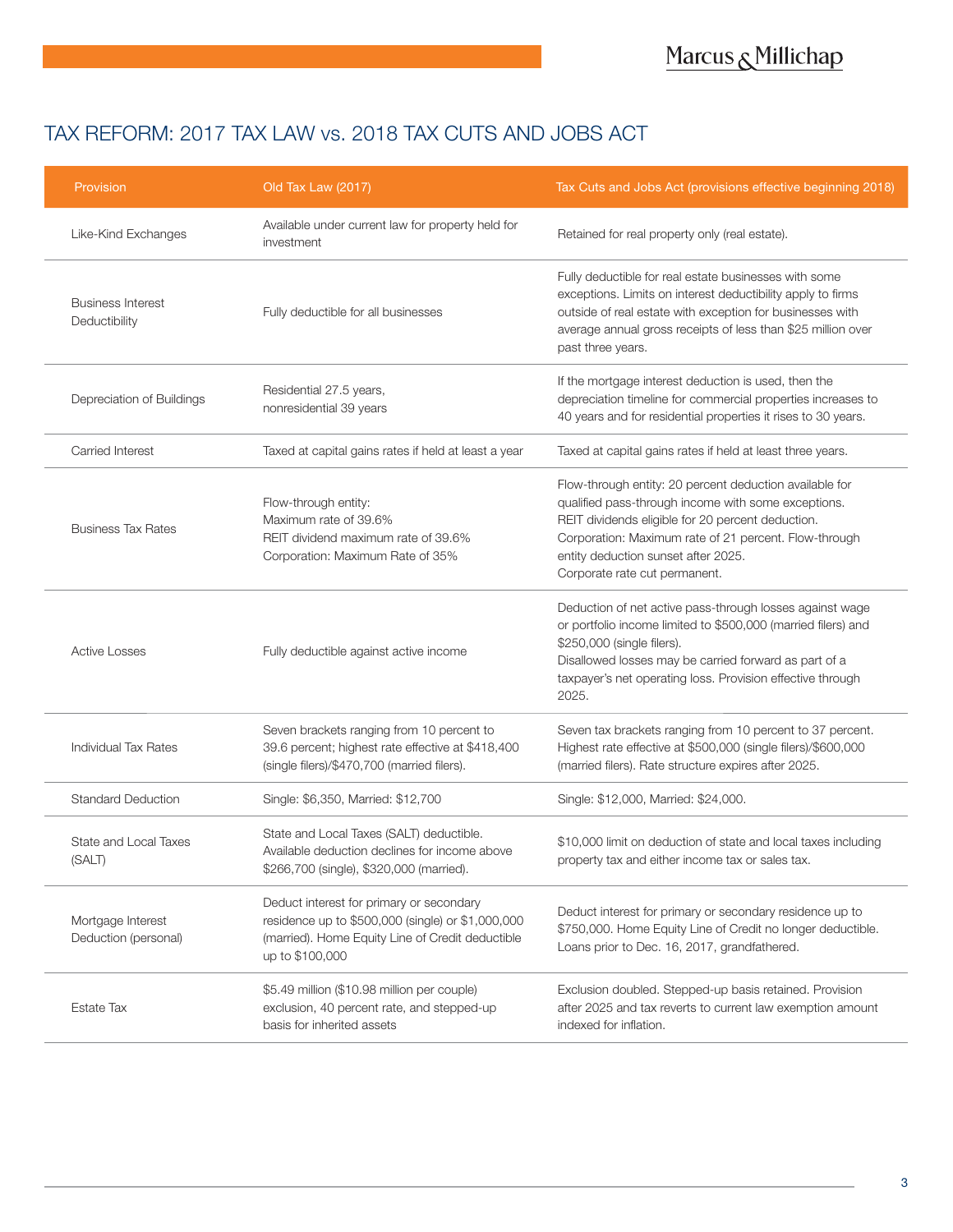## TAX REFORM: 2017 TAX LAW vs. 2018 TAX CUTS AND JOBS ACT

| Provision | Old Tax Law (2017) | Tax Cuts and Jobs Act (provisions effective beginning 2018) |
|---|---|---|
| Like-Kind Exchanges | Available under current law for property held for investment | Retained for real property only (real estate). |
| Business Interest Deductibility | Fully deductible for all businesses | Fully deductible for real estate businesses with some exceptions. Limits on interest deductibility apply to firms outside of real estate with exception for businesses with average annual gross receipts of less than $25 million over past three years. |
| Depreciation of Buildings | Residential 27.5 years,<br>nonresidential 39 years | If the mortgage interest deduction is used, then the depreciation timeline for commercial properties increases to 40 years and for residential properties it rises to 30 years. |
| Carried Interest | Taxed at capital gains rates if held at least a year | Taxed at capital gains rates if held at least three years. |
| Business Tax Rates | Flow-through entity:<br>Maximum rate of 39.6%<br>REIT dividend maximum rate of 39.6%<br>Corporation: Maximum Rate of 35% | Flow-through entity: 20 percent deduction available for qualified pass-through income with some exceptions.<br>REIT dividends eligible for 20 percent deduction.<br>Corporation: Maximum rate of 21 percent. Flow-through entity deduction sunset after 2025.<br>Corporate rate cut permanent. |
| Active Losses | Fully deductible against active income | Deduction of net active pass-through losses against wage or portfolio income limited to $500,000 (married filers) and $250,000 (single filers).<br>Disallowed losses may be carried forward as part of a taxpayer's net operating loss. Provision effective through 2025. |
| Individual Tax Rates | Seven brackets ranging from 10 percent to 39.6 percent; highest rate effective at $418,400 (single filers)/$470,700 (married filers). | Seven tax brackets ranging from 10 percent to 37 percent. Highest rate effective at $500,000 (single filers)/$600,000 (married filers). Rate structure expires after 2025. |
| Standard Deduction | Single: $6,350, Married: $12,700 | Single: $12,000, Married: $24,000. |
| State and Local Taxes (SALT) | State and Local Taxes (SALT) deductible. Available deduction declines for income above $266,700 (single), $320,000 (married). | $10,000 limit on deduction of state and local taxes including property tax and either income tax or sales tax. |
| Mortgage Interest Deduction (personal) | Deduct interest for primary or secondary residence up to $500,000 (single) or $1,000,000 (married). Home Equity Line of Credit deductible up to $100,000 | Deduct interest for primary or secondary residence up to $750,000. Home Equity Line of Credit no longer deductible. Loans prior to Dec. 16, 2017, grandfathered. |
| Estate Tax | $5.49 million ($10.98 million per couple) exclusion, 40 percent rate, and stepped-up basis for inherited assets | Exclusion doubled. Stepped-up basis retained. Provision after 2025 and tax reverts to current law exemption amount indexed for inflation. |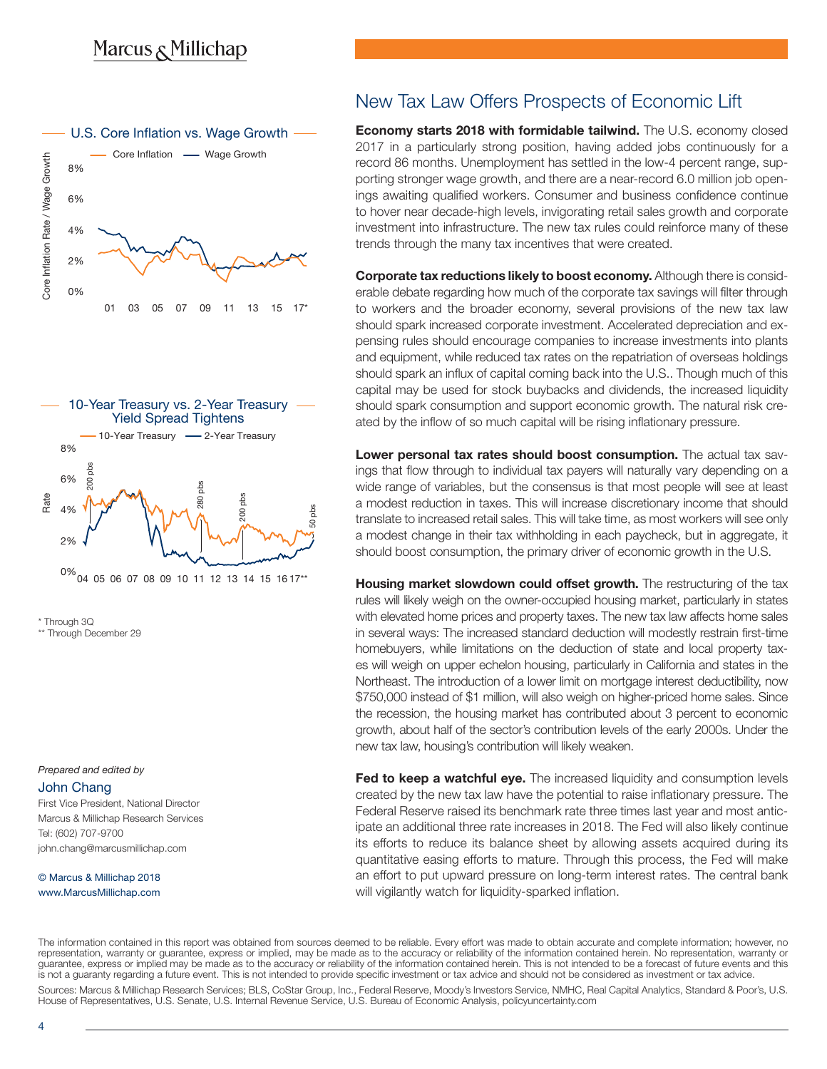## U.S. Core Inflation vs. Wage Growth

Core Inflation — Wage Growth

Core Inflation Rate / Wage Growth

8%
6%
4%
2%
0%

01 03 05 07 09 11 13 15 17*

## 10-Year Treasury vs. 2-Year Treasury Yield Spread Tightens

10-Year Treasury — 2-Year Treasury

Rate

8%
6%
4%
2%
0%

200 pbs
280 pbs
200 pbs
50 pbs

04 05 06 07 08 09 10 11 12 13 14 15 16 17**

\* Through 3Q
\*\* Through December 29

*Prepared and edited by*

John Chang
First Vice President, National Director
Marcus & Millichap Research Services
Tel: (602) 707-9700
john.chang@marcusmillichap.com

© Marcus & Millichap 2018
www.MarcusMillichap.com

# New Tax Law Offers Prospects of Economic Lift

**Economy starts 2018 with formidable tailwind.** The U.S. economy closed 2017 in a particularly strong position, having added jobs continuously for a record 86 months. Unemployment has settled in the low-4 percent range, supporting stronger wage growth, and there are a near-record 6.0 million job openings awaiting qualified workers. Consumer and business confidence continue to hover near decade-high levels, invigorating retail sales growth and corporate investment into infrastructure. The new tax rules could reinforce many of these trends through the many tax incentives that were created.

**Corporate tax reductions likely to boost economy.** Although there is considerable debate regarding how much of the corporate tax savings will filter through to workers and the broader economy, several provisions of the new tax law should spark increased corporate investment. Accelerated depreciation and expensing rules should encourage companies to increase investments into plants and equipment, while reduced tax rates on the repatriation of overseas holdings should spark an influx of capital coming back into the U.S.. Though much of this capital may be used for stock buybacks and dividends, the increased liquidity should spark consumption and support economic growth. The natural risk created by the inflow of so much capital will be rising inflationary pressure.

**Lower personal tax rates should boost consumption.** The actual tax savings that flow through to individual tax payers will naturally vary depending on a wide range of variables, but the consensus is that most people will see at least a modest reduction in taxes. This will increase discretionary income that should translate to increased retail sales. This will take time, as most workers will see only a modest change in their tax withholding in each paycheck, but in aggregate, it should boost consumption, the primary driver of economic growth in the U.S.

**Housing market slowdown could offset growth.** The restructuring of the tax rules will likely weigh on the owner-occupied housing market, particularly in states with elevated home prices and property taxes. The new tax law affects home sales in several ways: The increased standard deduction will modestly restrain first-time homebuyers, while limitations on the deduction of state and local property taxes will weigh on upper echelon housing, particularly in California and states in the Northeast. The introduction of a lower limit on mortgage interest deductibility, now $750,000 instead of $1 million, will also weigh on higher-priced home sales. Since the recession, the housing market has contributed about 3 percent to economic growth, about half of the sector's contribution levels of the early 2000s. Under the new tax law, housing's contribution will likely weaken.

**Fed to keep a watchful eye.** The increased liquidity and consumption levels created by the new tax law have the potential to raise inflationary pressure. The Federal Reserve raised its benchmark rate three times last year and most anticipate an additional three rate increases in 2018. The Fed will also likely continue its efforts to reduce its balance sheet by allowing assets acquired during its quantitative easing efforts to mature. Through this process, the Fed will make an effort to put upward pressure on long-term interest rates. The central bank will vigilantly watch for liquidity-sparked inflation.

The information contained in this report was obtained from sources deemed to be reliable. Every effort was made to obtain accurate and complete information; however, no representation, warranty or guarantee, express or implied, may be made as to the accuracy or reliability of the information contained herein. No representation, warranty or guarantee, express or implied may be made as to the accuracy or reliability of the information contained herein. This is not intended to be a forecast of future events and this is not a guaranty regarding a future event. This is not intended to provide specific investment or tax advice and should not be considered as investment or tax advice.

Sources: Marcus & Millichap Research Services; BLS, CoStar Group, Inc., Federal Reserve, Moody's Investors Service, NMHC, Real Capital Analytics, Standard & Poor's, U.S. House of Representatives, U.S. Senate, U.S. Internal Revenue Service, U.S. Bureau of Economic Analysis, policyuncertainty.com